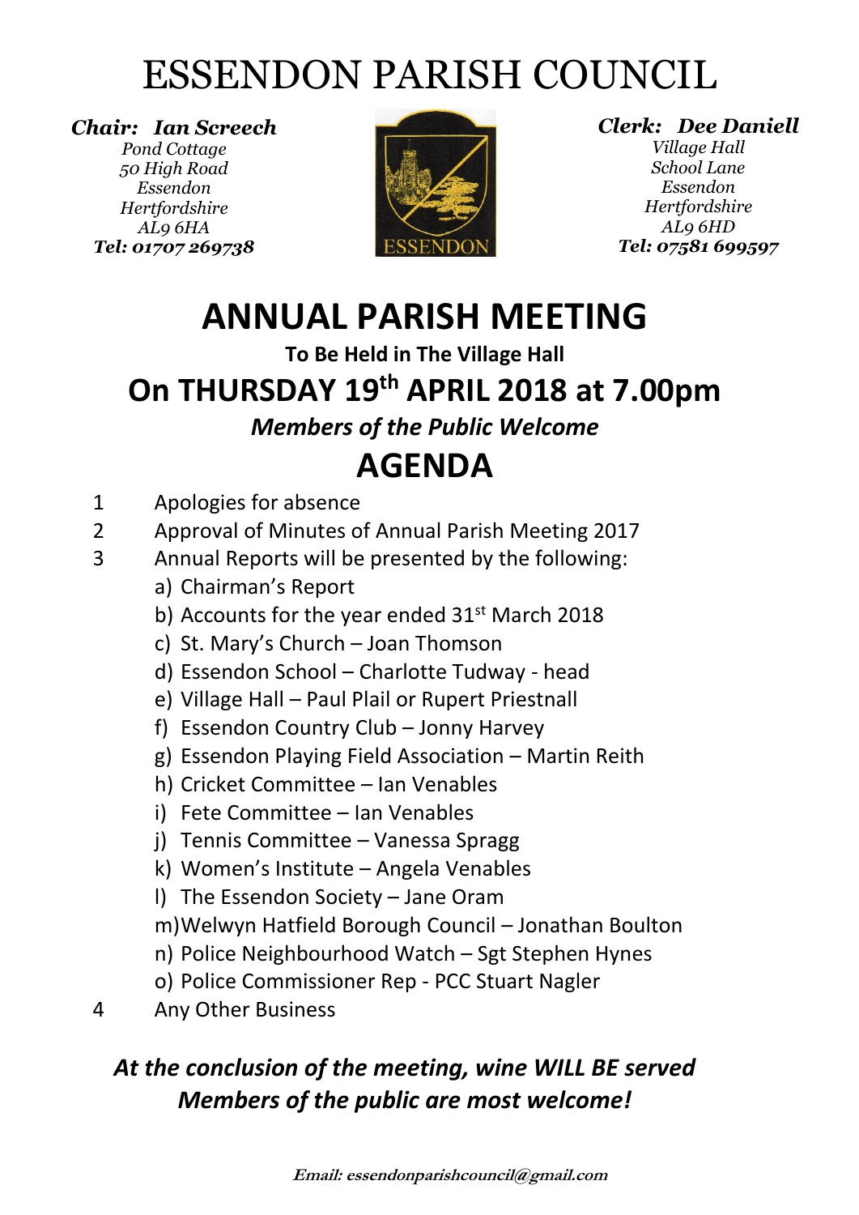# ESSENDON PARISH COUNCIL

***Chair: Ian Screech***
*Pond Cottage*
*50 High Road*
*Essendon*
*Hertfordshire*
*AL9 6HA*
***Tel: 01707 269738***

***Clerk: Dee Daniell***
*Village Hall*
*School Lane*
*Essendon*
*Hertfordshire*
*AL9 6HD*
***Tel: 07581 699597***

ESSENDON

# ANNUAL PARISH MEETING

**To Be Held in The Village Hall**

## On THURSDAY 19th APRIL 2018 at 7.00pm

***Members of the Public Welcome***

# AGENDA

1 Apologies for absence

2 Approval of Minutes of Annual Parish Meeting 2017

3 Annual Reports will be presented by the following:

a) Chairman's Report
b) Accounts for the year ended 31st March 2018
c) St. Mary's Church – Joan Thomson
d) Essendon School – Charlotte Tudway - head
e) Village Hall – Paul Plail or Rupert Priestnall
f) Essendon Country Club – Jonny Harvey
g) Essendon Playing Field Association – Martin Reith
h) Cricket Committee – Ian Venables
i) Fete Committee – Ian Venables
j) Tennis Committee – Vanessa Spragg
k) Women's Institute – Angela Venables
l) The Essendon Society – Jane Oram
m) Welwyn Hatfield Borough Council – Jonathan Boulton
n) Police Neighbourhood Watch – Sgt Stephen Hynes
o) Police Commissioner Rep - PCC Stuart Nagler

4 Any Other Business

***At the conclusion of the meeting, wine WILL BE served***
***Members of the public are most welcome!***

***Email: essendonparishcouncil@gmail.com***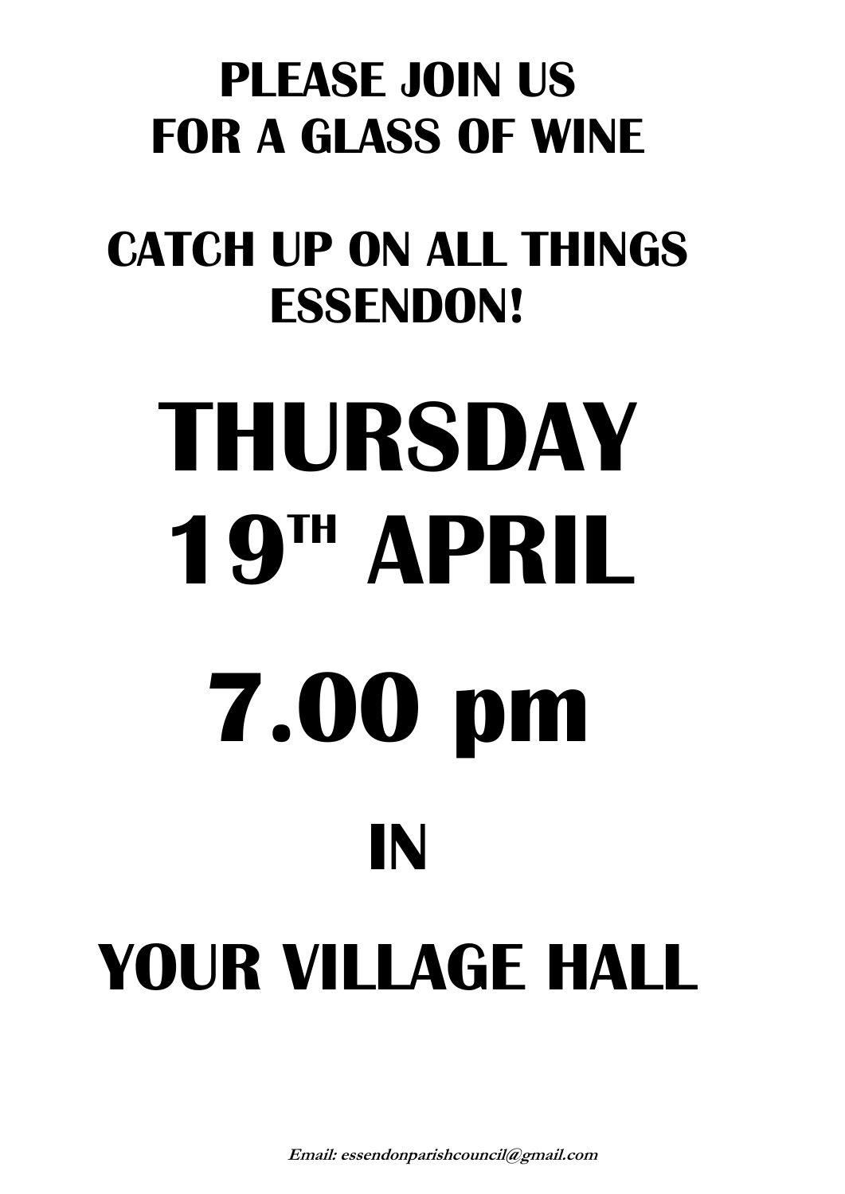**PLEASE JOIN US**
**FOR A GLASS OF WINE**

**CATCH UP ON ALL THINGS ESSENDON!**

# THURSDAY 19TH APRIL

# 7.00 pm

## IN

## YOUR VILLAGE HALL

*Email: essendonparishcouncil@gmail.com*